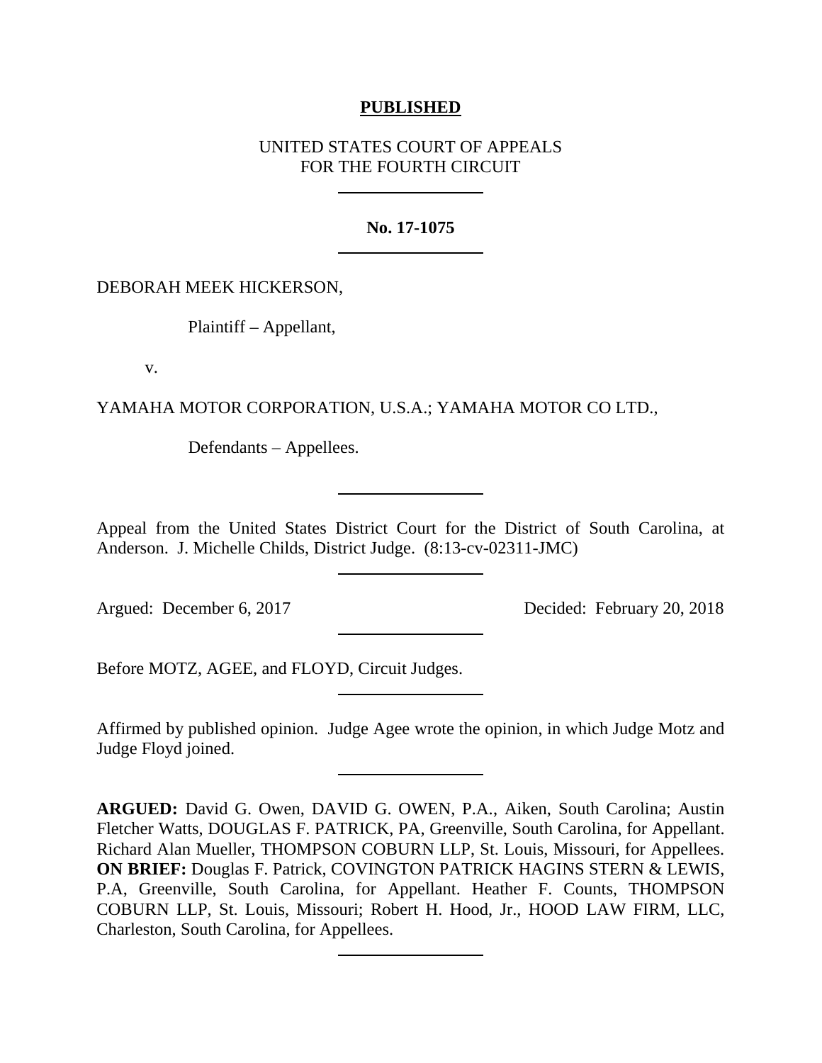**PUBLISHED**

UNITED STATES COURT OF APPEALS
FOR THE FOURTH CIRCUIT

---

**No. 17-1075**

---

DEBORAH MEEK HICKERSON,

Plaintiff – Appellant,

v.

YAMAHA MOTOR CORPORATION, U.S.A.; YAMAHA MOTOR CO LTD.,

Defendants – Appellees.

---

Appeal from the United States District Court for the District of South Carolina, at Anderson. J. Michelle Childs, District Judge. (8:13-cv-02311-JMC)

---

Argued: December 6, 2017 Decided: February 20, 2018

---

Before MOTZ, AGEE, and FLOYD, Circuit Judges.

---

Affirmed by published opinion. Judge Agee wrote the opinion, in which Judge Motz and Judge Floyd joined.

---

**ARGUED:** David G. Owen, DAVID G. OWEN, P.A., Aiken, South Carolina; Austin Fletcher Watts, DOUGLAS F. PATRICK, PA, Greenville, South Carolina, for Appellant. Richard Alan Mueller, THOMPSON COBURN LLP, St. Louis, Missouri, for Appellees. **ON BRIEF:** Douglas F. Patrick, COVINGTON PATRICK HAGINS STERN & LEWIS, P.A, Greenville, South Carolina, for Appellant. Heather F. Counts, THOMPSON COBURN LLP, St. Louis, Missouri; Robert H. Hood, Jr., HOOD LAW FIRM, LLC, Charleston, South Carolina, for Appellees.

---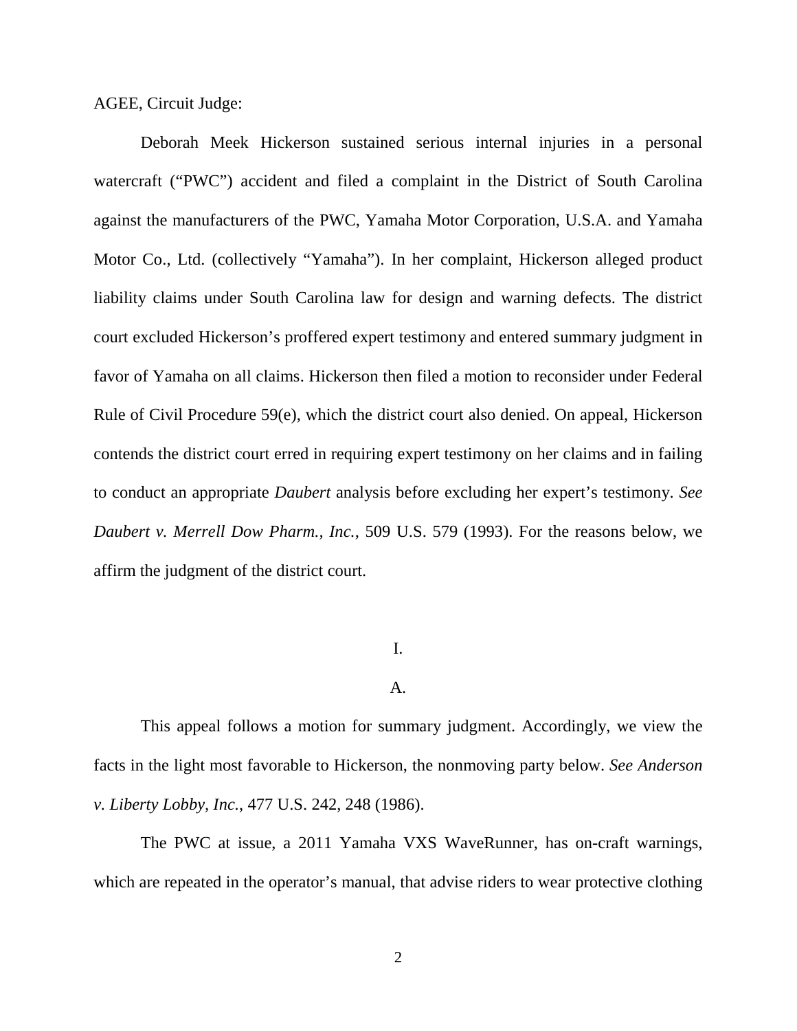AGEE, Circuit Judge:

Deborah Meek Hickerson sustained serious internal injuries in a personal watercraft ("PWC") accident and filed a complaint in the District of South Carolina against the manufacturers of the PWC, Yamaha Motor Corporation, U.S.A. and Yamaha Motor Co., Ltd. (collectively "Yamaha"). In her complaint, Hickerson alleged product liability claims under South Carolina law for design and warning defects. The district court excluded Hickerson's proffered expert testimony and entered summary judgment in favor of Yamaha on all claims. Hickerson then filed a motion to reconsider under Federal Rule of Civil Procedure 59(e), which the district court also denied. On appeal, Hickerson contends the district court erred in requiring expert testimony on her claims and in failing to conduct an appropriate *Daubert* analysis before excluding her expert's testimony. *See Daubert v. Merrell Dow Pharm., Inc.*, 509 U.S. 579 (1993). For the reasons below, we affirm the judgment of the district court.

## I.

### A.

This appeal follows a motion for summary judgment. Accordingly, we view the facts in the light most favorable to Hickerson, the nonmoving party below. *See Anderson v. Liberty Lobby, Inc.*, 477 U.S. 242, 248 (1986).

The PWC at issue, a 2011 Yamaha VXS WaveRunner, has on-craft warnings, which are repeated in the operator's manual, that advise riders to wear protective clothing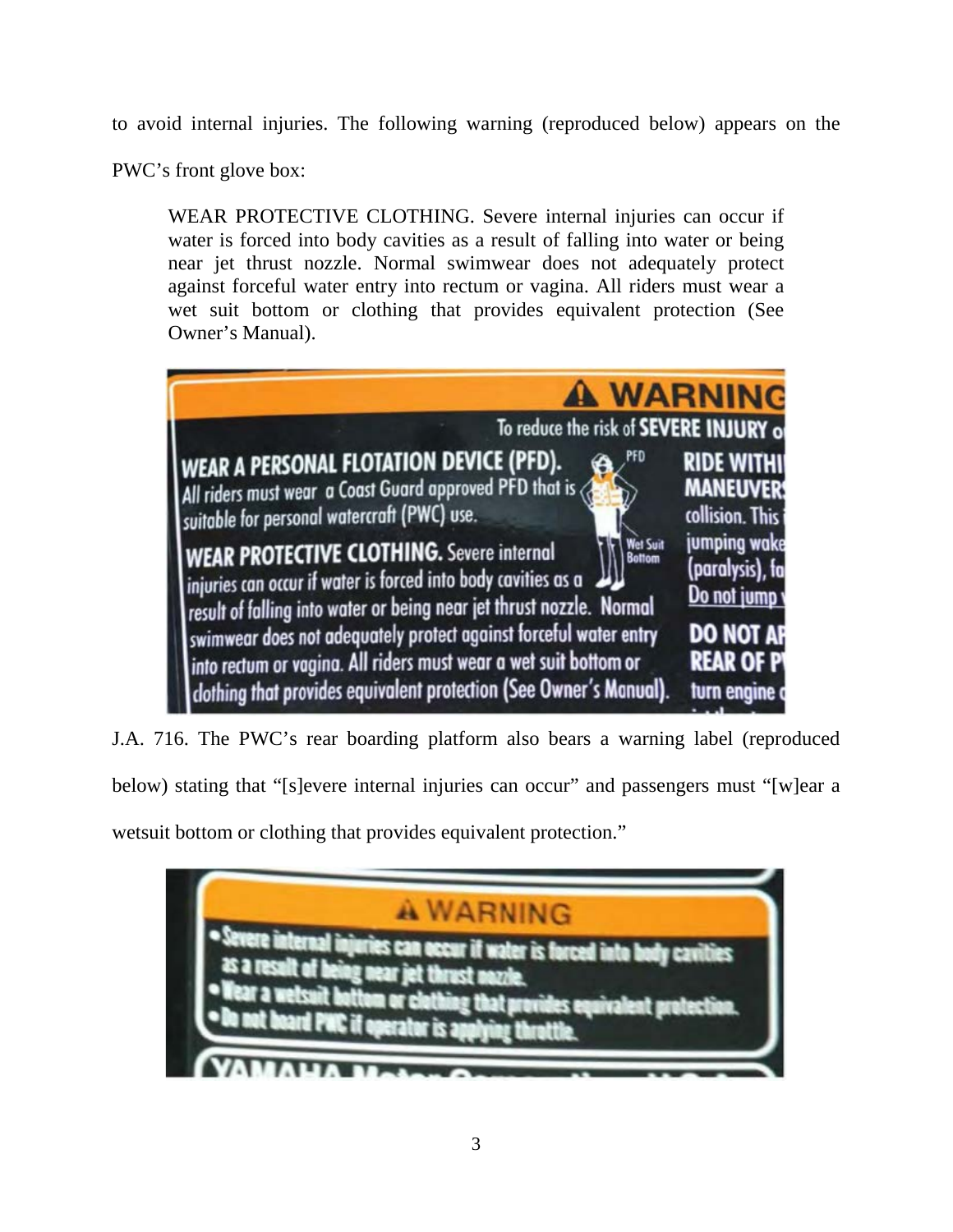to avoid internal injuries. The following warning (reproduced below) appears on the PWC's front glove box:

> WEAR PROTECTIVE CLOTHING. Severe internal injuries can occur if water is forced into body cavities as a result of falling into water or being near jet thrust nozzle. Normal swimwear does not adequately protect against forceful water entry into rectum or vagina. All riders must wear a wet suit bottom or clothing that provides equivalent protection (See Owner's Manual).

J.A. 716. The PWC's rear boarding platform also bears a warning label (reproduced below) stating that "[s]evere internal injuries can occur" and passengers must "[w]ear a wetsuit bottom or clothing that provides equivalent protection."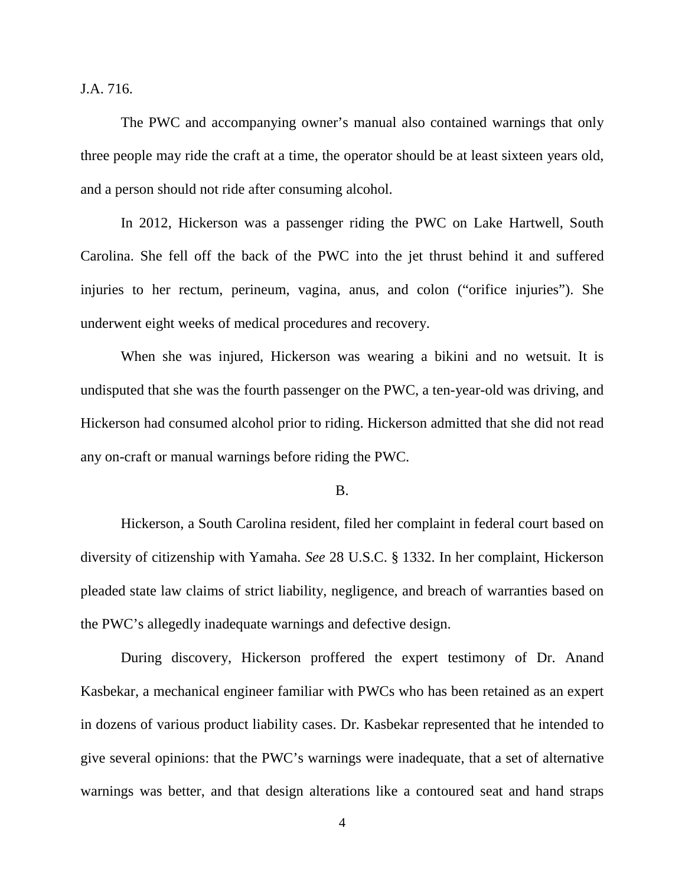J.A. 716.

The PWC and accompanying owner's manual also contained warnings that only three people may ride the craft at a time, the operator should be at least sixteen years old, and a person should not ride after consuming alcohol.

In 2012, Hickerson was a passenger riding the PWC on Lake Hartwell, South Carolina. She fell off the back of the PWC into the jet thrust behind it and suffered injuries to her rectum, perineum, vagina, anus, and colon ("orifice injuries"). She underwent eight weeks of medical procedures and recovery.

When she was injured, Hickerson was wearing a bikini and no wetsuit. It is undisputed that she was the fourth passenger on the PWC, a ten-year-old was driving, and Hickerson had consumed alcohol prior to riding. Hickerson admitted that she did not read any on-craft or manual warnings before riding the PWC.

B.

Hickerson, a South Carolina resident, filed her complaint in federal court based on diversity of citizenship with Yamaha. *See* 28 U.S.C. § 1332. In her complaint, Hickerson pleaded state law claims of strict liability, negligence, and breach of warranties based on the PWC's allegedly inadequate warnings and defective design.

During discovery, Hickerson proffered the expert testimony of Dr. Anand Kasbekar, a mechanical engineer familiar with PWCs who has been retained as an expert in dozens of various product liability cases. Dr. Kasbekar represented that he intended to give several opinions: that the PWC's warnings were inadequate, that a set of alternative warnings was better, and that design alterations like a contoured seat and hand straps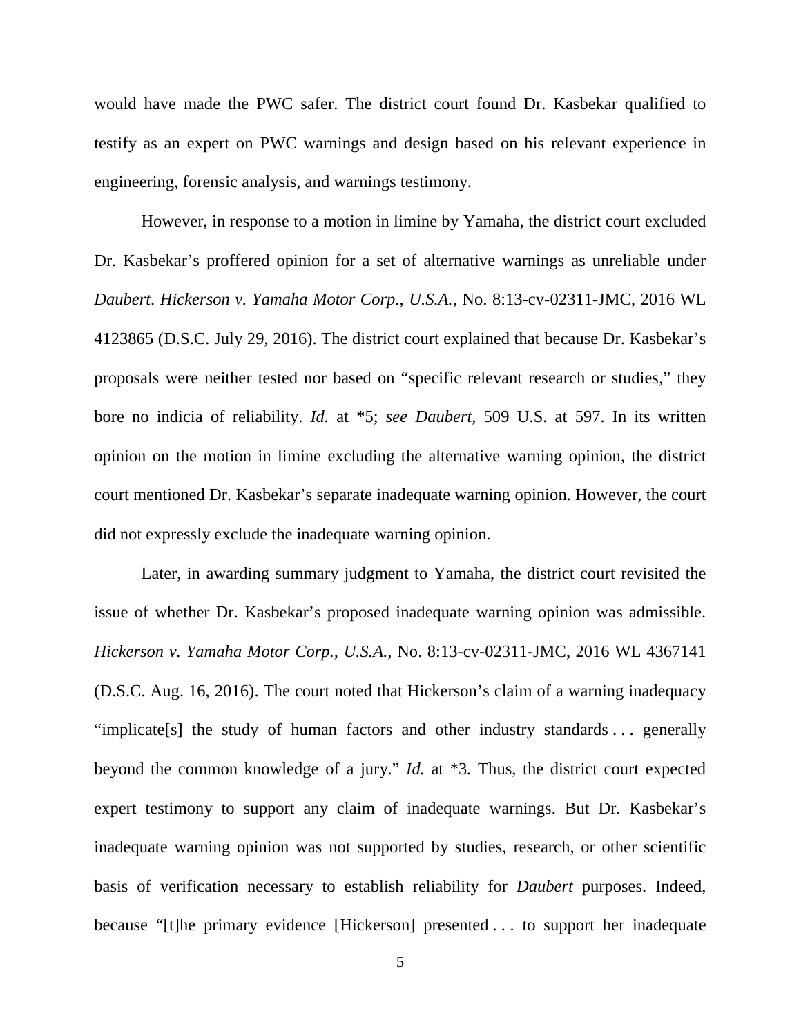would have made the PWC safer. The district court found Dr. Kasbekar qualified to testify as an expert on PWC warnings and design based on his relevant experience in engineering, forensic analysis, and warnings testimony.

However, in response to a motion in limine by Yamaha, the district court excluded Dr. Kasbekar's proffered opinion for a set of alternative warnings as unreliable under *Daubert*. *Hickerson v. Yamaha Motor Corp., U.S.A.*, No. 8:13-cv-02311-JMC, 2016 WL 4123865 (D.S.C. July 29, 2016). The district court explained that because Dr. Kasbekar's proposals were neither tested nor based on "specific relevant research or studies," they bore no indicia of reliability. *Id.* at *5; *see Daubert*, 509 U.S. at 597. In its written opinion on the motion in limine excluding the alternative warning opinion, the district court mentioned Dr. Kasbekar's separate inadequate warning opinion. However, the court did not expressly exclude the inadequate warning opinion.

Later, in awarding summary judgment to Yamaha, the district court revisited the issue of whether Dr. Kasbekar's proposed inadequate warning opinion was admissible. *Hickerson v. Yamaha Motor Corp., U.S.A.*, No. 8:13-cv-02311-JMC, 2016 WL 4367141 (D.S.C. Aug. 16, 2016). The court noted that Hickerson's claim of a warning inadequacy "implicate[s] the study of human factors and other industry standards . . . generally beyond the common knowledge of a jury." *Id.* at *3. Thus, the district court expected expert testimony to support any claim of inadequate warnings. But Dr. Kasbekar's inadequate warning opinion was not supported by studies, research, or other scientific basis of verification necessary to establish reliability for *Daubert* purposes. Indeed, because "[t]he primary evidence [Hickerson] presented . . . to support her inadequate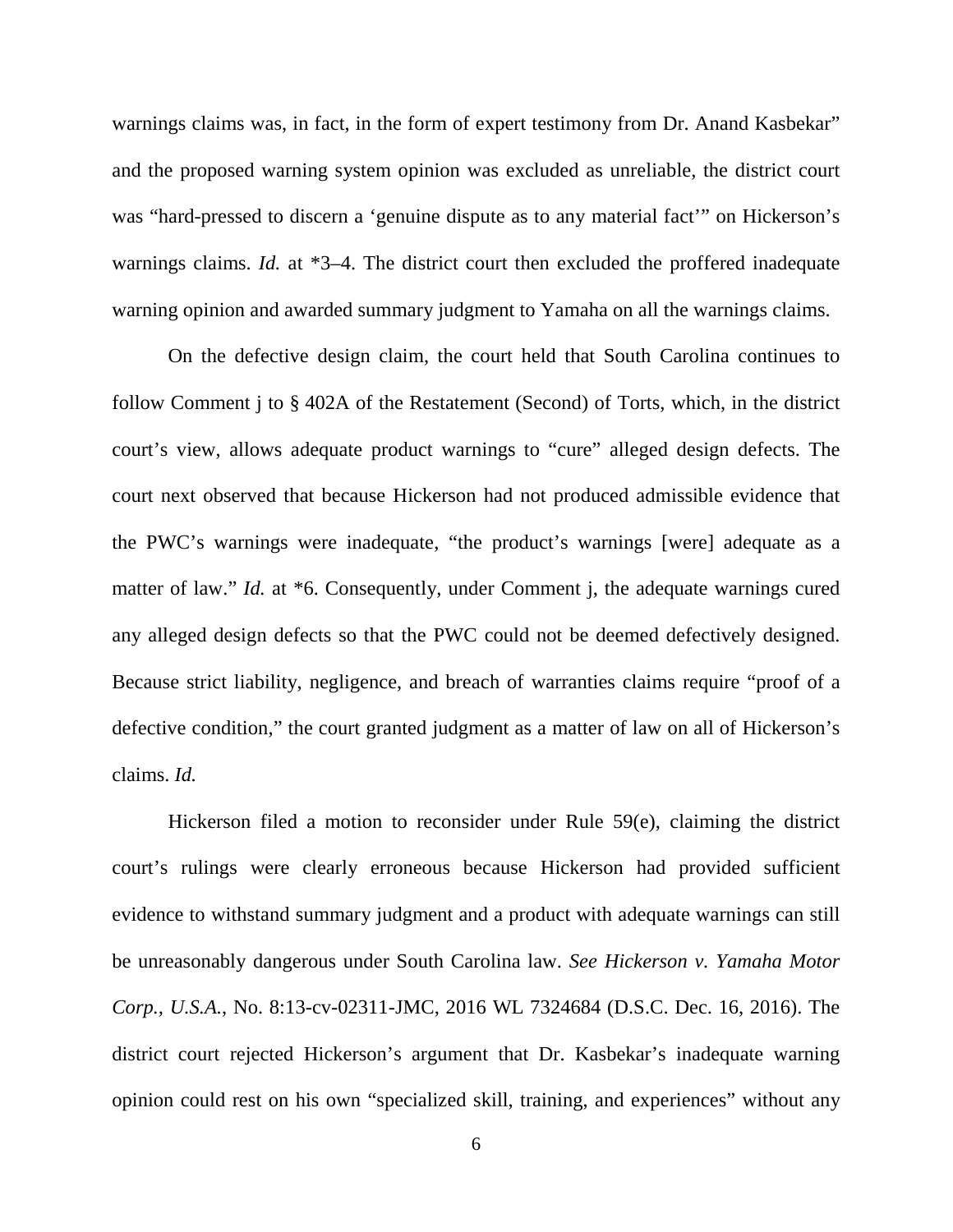warnings claims was, in fact, in the form of expert testimony from Dr. Anand Kasbekar" and the proposed warning system opinion was excluded as unreliable, the district court was "hard-pressed to discern a 'genuine dispute as to any material fact'" on Hickerson's warnings claims. *Id.* at *3–4. The district court then excluded the proffered inadequate warning opinion and awarded summary judgment to Yamaha on all the warnings claims.

On the defective design claim, the court held that South Carolina continues to follow Comment j to § 402A of the Restatement (Second) of Torts, which, in the district court's view, allows adequate product warnings to "cure" alleged design defects. The court next observed that because Hickerson had not produced admissible evidence that the PWC's warnings were inadequate, "the product's warnings [were] adequate as a matter of law." *Id.* at *6. Consequently, under Comment j, the adequate warnings cured any alleged design defects so that the PWC could not be deemed defectively designed. Because strict liability, negligence, and breach of warranties claims require "proof of a defective condition," the court granted judgment as a matter of law on all of Hickerson's claims. *Id.*

Hickerson filed a motion to reconsider under Rule 59(e), claiming the district court's rulings were clearly erroneous because Hickerson had provided sufficient evidence to withstand summary judgment and a product with adequate warnings can still be unreasonably dangerous under South Carolina law. *See Hickerson v. Yamaha Motor Corp., U.S.A.*, No. 8:13-cv-02311-JMC, 2016 WL 7324684 (D.S.C. Dec. 16, 2016). The district court rejected Hickerson's argument that Dr. Kasbekar's inadequate warning opinion could rest on his own "specialized skill, training, and experiences" without any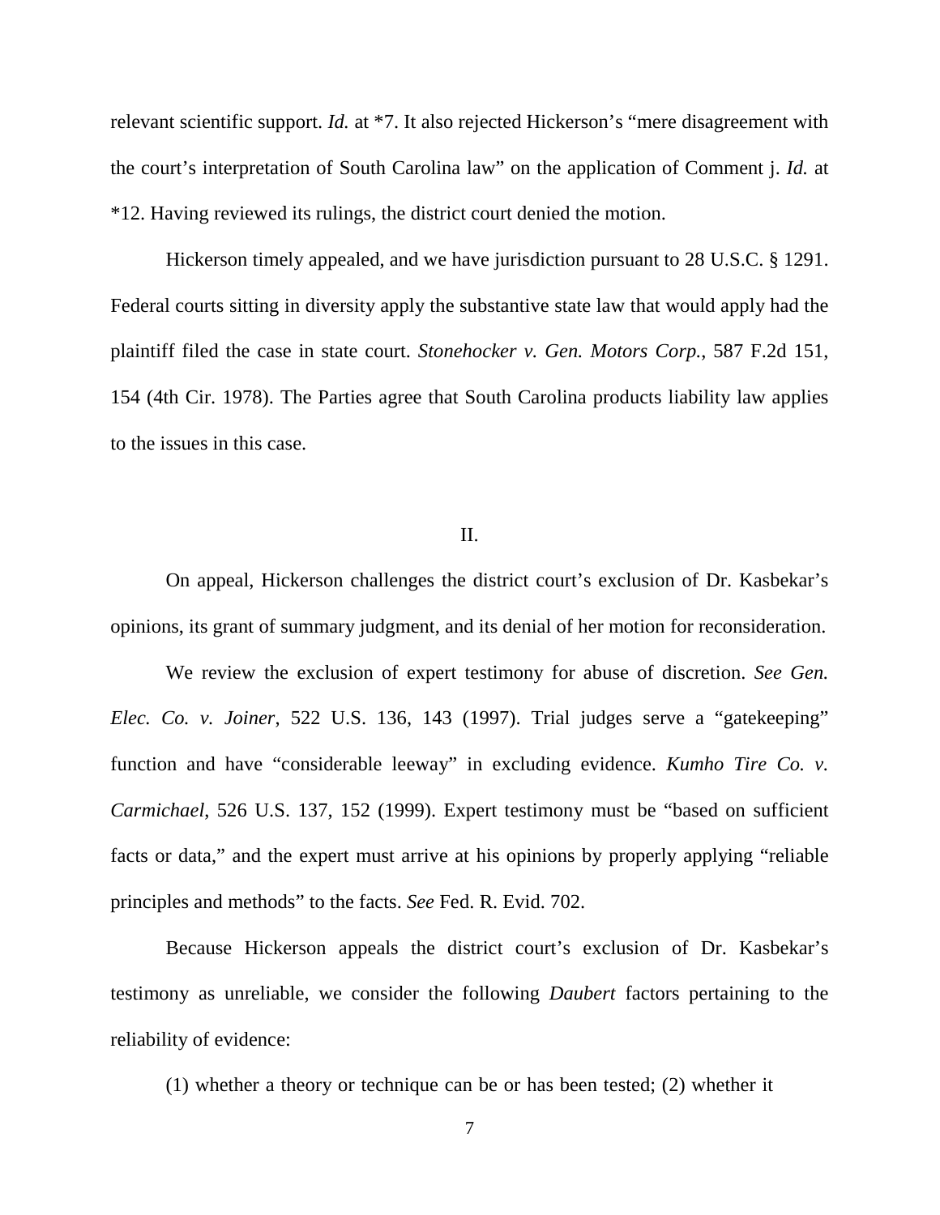relevant scientific support. *Id.* at *7. It also rejected Hickerson's "mere disagreement with the court's interpretation of South Carolina law" on the application of Comment j. *Id.* at *12. Having reviewed its rulings, the district court denied the motion.

Hickerson timely appealed, and we have jurisdiction pursuant to 28 U.S.C. § 1291. Federal courts sitting in diversity apply the substantive state law that would apply had the plaintiff filed the case in state court. *Stonehocker v. Gen. Motors Corp.*, 587 F.2d 151, 154 (4th Cir. 1978). The Parties agree that South Carolina products liability law applies to the issues in this case.

## II.

On appeal, Hickerson challenges the district court's exclusion of Dr. Kasbekar's opinions, its grant of summary judgment, and its denial of her motion for reconsideration.

We review the exclusion of expert testimony for abuse of discretion. *See Gen. Elec. Co. v. Joiner*, 522 U.S. 136, 143 (1997). Trial judges serve a "gatekeeping" function and have "considerable leeway" in excluding evidence. *Kumho Tire Co. v. Carmichael*, 526 U.S. 137, 152 (1999). Expert testimony must be "based on sufficient facts or data," and the expert must arrive at his opinions by properly applying "reliable principles and methods" to the facts. *See* Fed. R. Evid. 702.

Because Hickerson appeals the district court's exclusion of Dr. Kasbekar's testimony as unreliable, we consider the following *Daubert* factors pertaining to the reliability of evidence:

(1) whether a theory or technique can be or has been tested; (2) whether it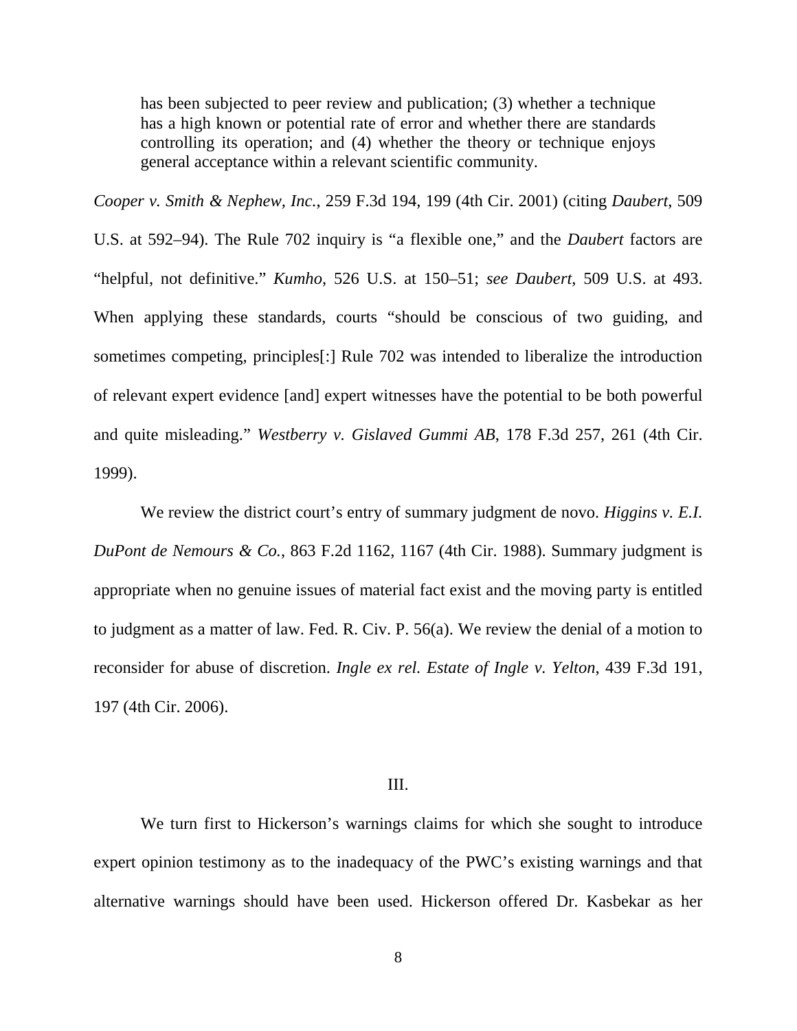> has been subjected to peer review and publication; (3) whether a technique has a high known or potential rate of error and whether there are standards controlling its operation; and (4) whether the theory or technique enjoys general acceptance within a relevant scientific community.

*Cooper v. Smith & Nephew, Inc.*, 259 F.3d 194, 199 (4th Cir. 2001) (citing *Daubert*, 509 U.S. at 592–94). The Rule 702 inquiry is "a flexible one," and the *Daubert* factors are "helpful, not definitive." *Kumho*, 526 U.S. at 150–51; *see Daubert*, 509 U.S. at 493. When applying these standards, courts "should be conscious of two guiding, and sometimes competing, principles[:] Rule 702 was intended to liberalize the introduction of relevant expert evidence [and] expert witnesses have the potential to be both powerful and quite misleading." *Westberry v. Gislaved Gummi AB*, 178 F.3d 257, 261 (4th Cir. 1999).

We review the district court's entry of summary judgment de novo. *Higgins v. E.I. DuPont de Nemours & Co.*, 863 F.2d 1162, 1167 (4th Cir. 1988). Summary judgment is appropriate when no genuine issues of material fact exist and the moving party is entitled to judgment as a matter of law. Fed. R. Civ. P. 56(a). We review the denial of a motion to reconsider for abuse of discretion. *Ingle ex rel. Estate of Ingle v. Yelton*, 439 F.3d 191, 197 (4th Cir. 2006).

## III.

We turn first to Hickerson's warnings claims for which she sought to introduce expert opinion testimony as to the inadequacy of the PWC's existing warnings and that alternative warnings should have been used. Hickerson offered Dr. Kasbekar as her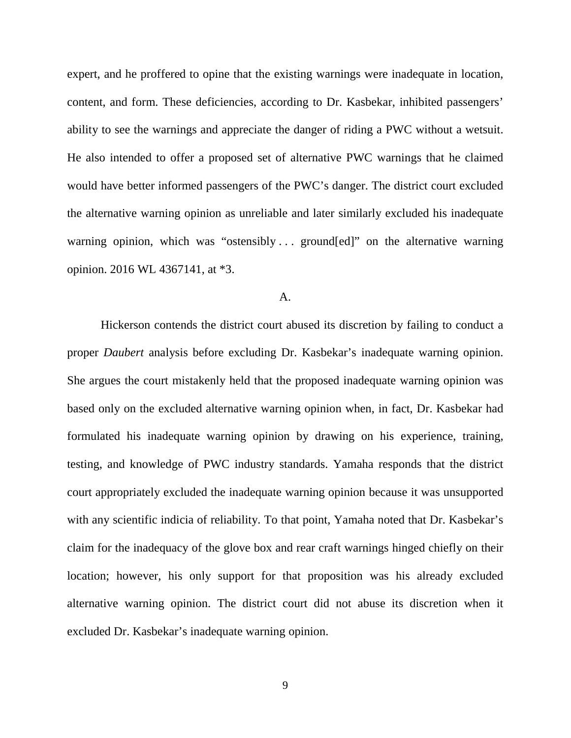expert, and he proffered to opine that the existing warnings were inadequate in location, content, and form. These deficiencies, according to Dr. Kasbekar, inhibited passengers' ability to see the warnings and appreciate the danger of riding a PWC without a wetsuit. He also intended to offer a proposed set of alternative PWC warnings that he claimed would have better informed passengers of the PWC's danger. The district court excluded the alternative warning opinion as unreliable and later similarly excluded his inadequate warning opinion, which was "ostensibly . . . ground[ed]" on the alternative warning opinion. 2016 WL 4367141, at *3.

A.

Hickerson contends the district court abused its discretion by failing to conduct a proper *Daubert* analysis before excluding Dr. Kasbekar's inadequate warning opinion. She argues the court mistakenly held that the proposed inadequate warning opinion was based only on the excluded alternative warning opinion when, in fact, Dr. Kasbekar had formulated his inadequate warning opinion by drawing on his experience, training, testing, and knowledge of PWC industry standards. Yamaha responds that the district court appropriately excluded the inadequate warning opinion because it was unsupported with any scientific indicia of reliability. To that point, Yamaha noted that Dr. Kasbekar's claim for the inadequacy of the glove box and rear craft warnings hinged chiefly on their location; however, his only support for that proposition was his already excluded alternative warning opinion. The district court did not abuse its discretion when it excluded Dr. Kasbekar's inadequate warning opinion.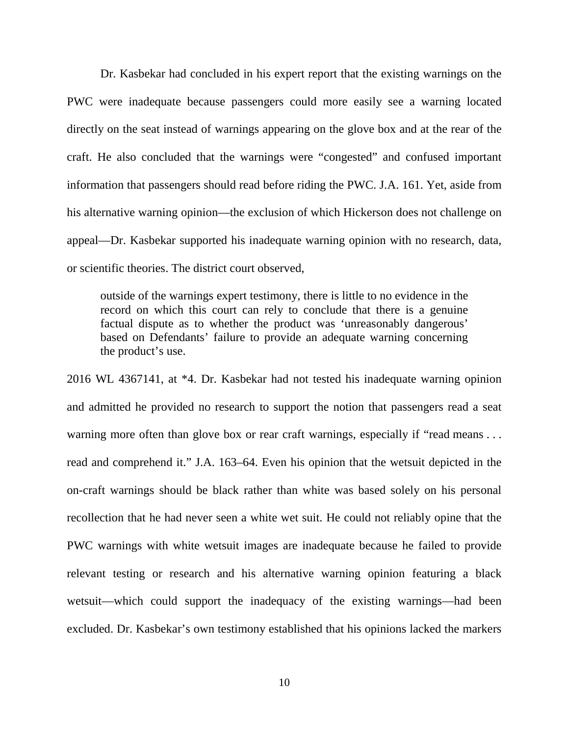Dr. Kasbekar had concluded in his expert report that the existing warnings on the PWC were inadequate because passengers could more easily see a warning located directly on the seat instead of warnings appearing on the glove box and at the rear of the craft. He also concluded that the warnings were "congested" and confused important information that passengers should read before riding the PWC. J.A. 161. Yet, aside from his alternative warning opinion—the exclusion of which Hickerson does not challenge on appeal—Dr. Kasbekar supported his inadequate warning opinion with no research, data, or scientific theories. The district court observed,

> outside of the warnings expert testimony, there is little to no evidence in the record on which this court can rely to conclude that there is a genuine factual dispute as to whether the product was 'unreasonably dangerous' based on Defendants' failure to provide an adequate warning concerning the product's use.

2016 WL 4367141, at *4. Dr. Kasbekar had not tested his inadequate warning opinion and admitted he provided no research to support the notion that passengers read a seat warning more often than glove box or rear craft warnings, especially if "read means . . . read and comprehend it." J.A. 163–64. Even his opinion that the wetsuit depicted in the on-craft warnings should be black rather than white was based solely on his personal recollection that he had never seen a white wet suit. He could not reliably opine that the PWC warnings with white wetsuit images are inadequate because he failed to provide relevant testing or research and his alternative warning opinion featuring a black wetsuit—which could support the inadequacy of the existing warnings—had been excluded. Dr. Kasbekar's own testimony established that his opinions lacked the markers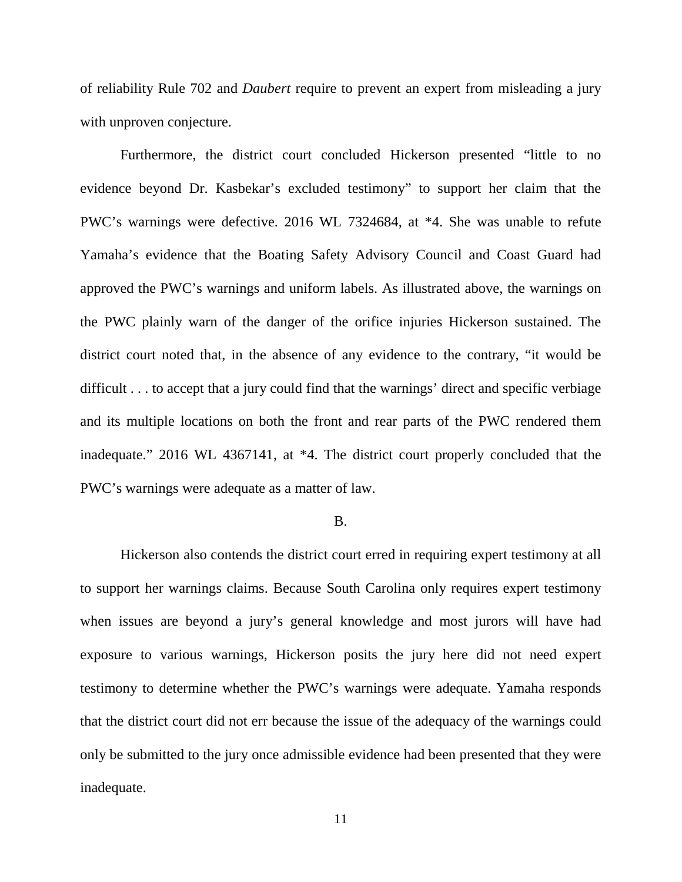of reliability Rule 702 and *Daubert* require to prevent an expert from misleading a jury with unproven conjecture.

Furthermore, the district court concluded Hickerson presented "little to no evidence beyond Dr. Kasbekar's excluded testimony" to support her claim that the PWC's warnings were defective. 2016 WL 7324684, at *4. She was unable to refute Yamaha's evidence that the Boating Safety Advisory Council and Coast Guard had approved the PWC's warnings and uniform labels. As illustrated above, the warnings on the PWC plainly warn of the danger of the orifice injuries Hickerson sustained. The district court noted that, in the absence of any evidence to the contrary, "it would be difficult . . . to accept that a jury could find that the warnings' direct and specific verbiage and its multiple locations on both the front and rear parts of the PWC rendered them inadequate." 2016 WL 4367141, at *4. The district court properly concluded that the PWC's warnings were adequate as a matter of law.

B.

Hickerson also contends the district court erred in requiring expert testimony at all to support her warnings claims. Because South Carolina only requires expert testimony when issues are beyond a jury's general knowledge and most jurors will have had exposure to various warnings, Hickerson posits the jury here did not need expert testimony to determine whether the PWC's warnings were adequate. Yamaha responds that the district court did not err because the issue of the adequacy of the warnings could only be submitted to the jury once admissible evidence had been presented that they were inadequate.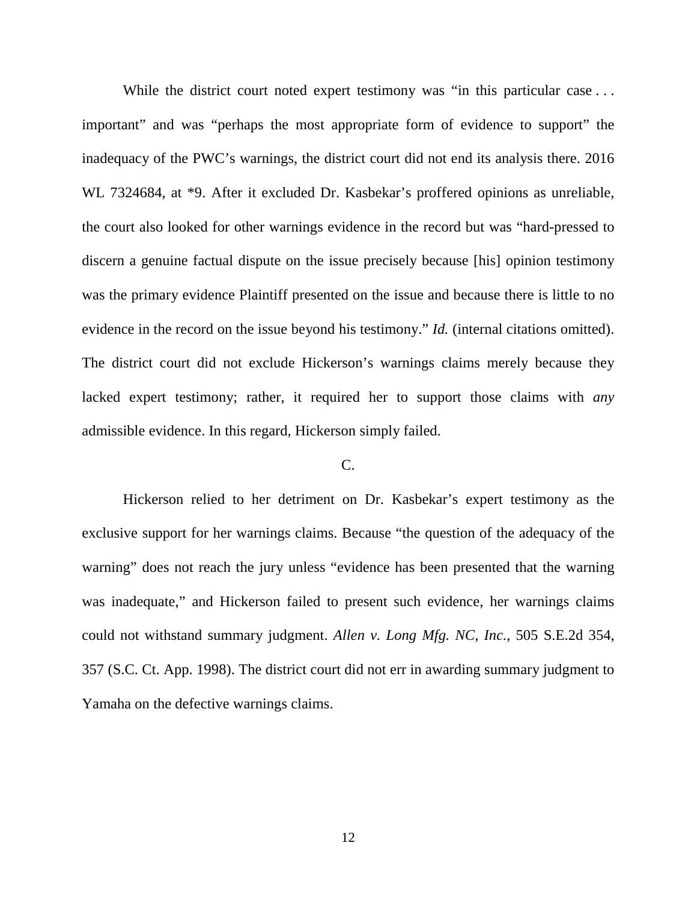While the district court noted expert testimony was "in this particular case . . . important" and was "perhaps the most appropriate form of evidence to support" the inadequacy of the PWC's warnings, the district court did not end its analysis there. 2016 WL 7324684, at *9. After it excluded Dr. Kasbekar's proffered opinions as unreliable, the court also looked for other warnings evidence in the record but was "hard-pressed to discern a genuine factual dispute on the issue precisely because [his] opinion testimony was the primary evidence Plaintiff presented on the issue and because there is little to no evidence in the record on the issue beyond his testimony." *Id.* (internal citations omitted). The district court did not exclude Hickerson's warnings claims merely because they lacked expert testimony; rather, it required her to support those claims with *any* admissible evidence. In this regard, Hickerson simply failed.

C.

Hickerson relied to her detriment on Dr. Kasbekar's expert testimony as the exclusive support for her warnings claims. Because "the question of the adequacy of the warning" does not reach the jury unless "evidence has been presented that the warning was inadequate," and Hickerson failed to present such evidence, her warnings claims could not withstand summary judgment. *Allen v. Long Mfg. NC, Inc.*, 505 S.E.2d 354, 357 (S.C. Ct. App. 1998). The district court did not err in awarding summary judgment to Yamaha on the defective warnings claims.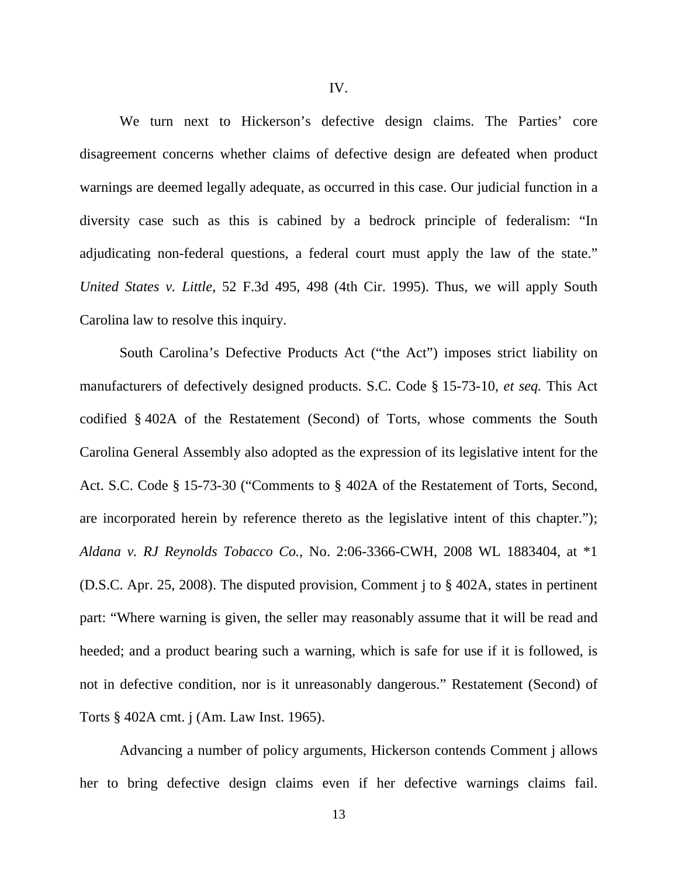IV.

We turn next to Hickerson's defective design claims. The Parties' core disagreement concerns whether claims of defective design are defeated when product warnings are deemed legally adequate, as occurred in this case. Our judicial function in a diversity case such as this is cabined by a bedrock principle of federalism: "In adjudicating non-federal questions, a federal court must apply the law of the state." *United States v. Little*, 52 F.3d 495, 498 (4th Cir. 1995). Thus, we will apply South Carolina law to resolve this inquiry.

South Carolina's Defective Products Act ("the Act") imposes strict liability on manufacturers of defectively designed products. S.C. Code § 15-73-10, *et seq.* This Act codified § 402A of the Restatement (Second) of Torts, whose comments the South Carolina General Assembly also adopted as the expression of its legislative intent for the Act. S.C. Code § 15-73-30 ("Comments to § 402A of the Restatement of Torts, Second, are incorporated herein by reference thereto as the legislative intent of this chapter."); *Aldana v. RJ Reynolds Tobacco Co.*, No. 2:06-3366-CWH, 2008 WL 1883404, at *1 (D.S.C. Apr. 25, 2008). The disputed provision, Comment j to § 402A, states in pertinent part: "Where warning is given, the seller may reasonably assume that it will be read and heeded; and a product bearing such a warning, which is safe for use if it is followed, is not in defective condition, nor is it unreasonably dangerous." Restatement (Second) of Torts § 402A cmt. j (Am. Law Inst. 1965).

Advancing a number of policy arguments, Hickerson contends Comment j allows her to bring defective design claims even if her defective warnings claims fail.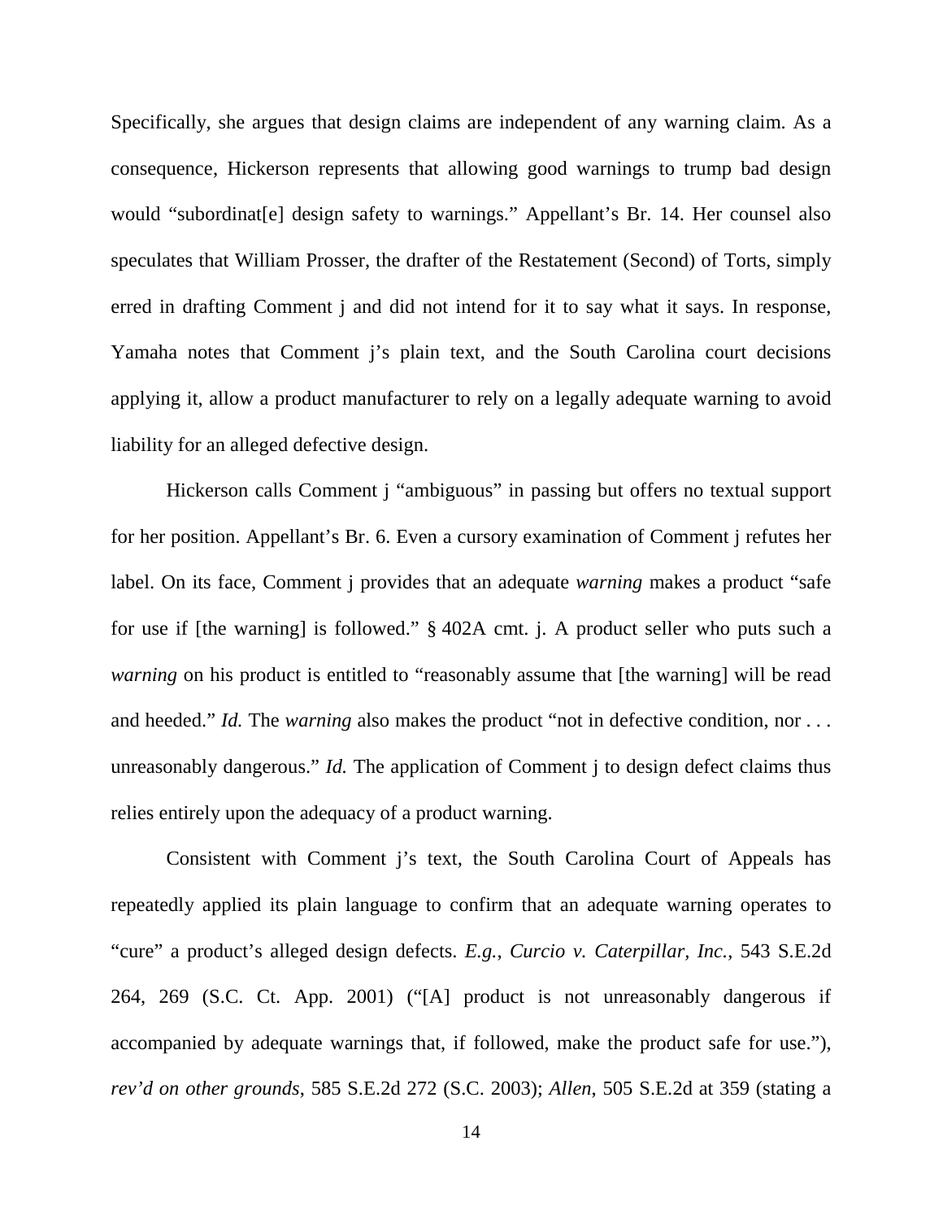Specifically, she argues that design claims are independent of any warning claim. As a consequence, Hickerson represents that allowing good warnings to trump bad design would "subordinat[e] design safety to warnings." Appellant's Br. 14. Her counsel also speculates that William Prosser, the drafter of the Restatement (Second) of Torts, simply erred in drafting Comment j and did not intend for it to say what it says. In response, Yamaha notes that Comment j's plain text, and the South Carolina court decisions applying it, allow a product manufacturer to rely on a legally adequate warning to avoid liability for an alleged defective design.

Hickerson calls Comment j "ambiguous" in passing but offers no textual support for her position. Appellant's Br. 6. Even a cursory examination of Comment j refutes her label. On its face, Comment j provides that an adequate *warning* makes a product "safe for use if [the warning] is followed." § 402A cmt. j. A product seller who puts such a *warning* on his product is entitled to "reasonably assume that [the warning] will be read and heeded." *Id.* The *warning* also makes the product "not in defective condition, nor . . . unreasonably dangerous." *Id.* The application of Comment j to design defect claims thus relies entirely upon the adequacy of a product warning.

Consistent with Comment j's text, the South Carolina Court of Appeals has repeatedly applied its plain language to confirm that an adequate warning operates to "cure" a product's alleged design defects. *E.g.*, *Curcio v. Caterpillar, Inc.*, 543 S.E.2d 264, 269 (S.C. Ct. App. 2001) ("[A] product is not unreasonably dangerous if accompanied by adequate warnings that, if followed, make the product safe for use."), *rev'd on other grounds*, 585 S.E.2d 272 (S.C. 2003); *Allen*, 505 S.E.2d at 359 (stating a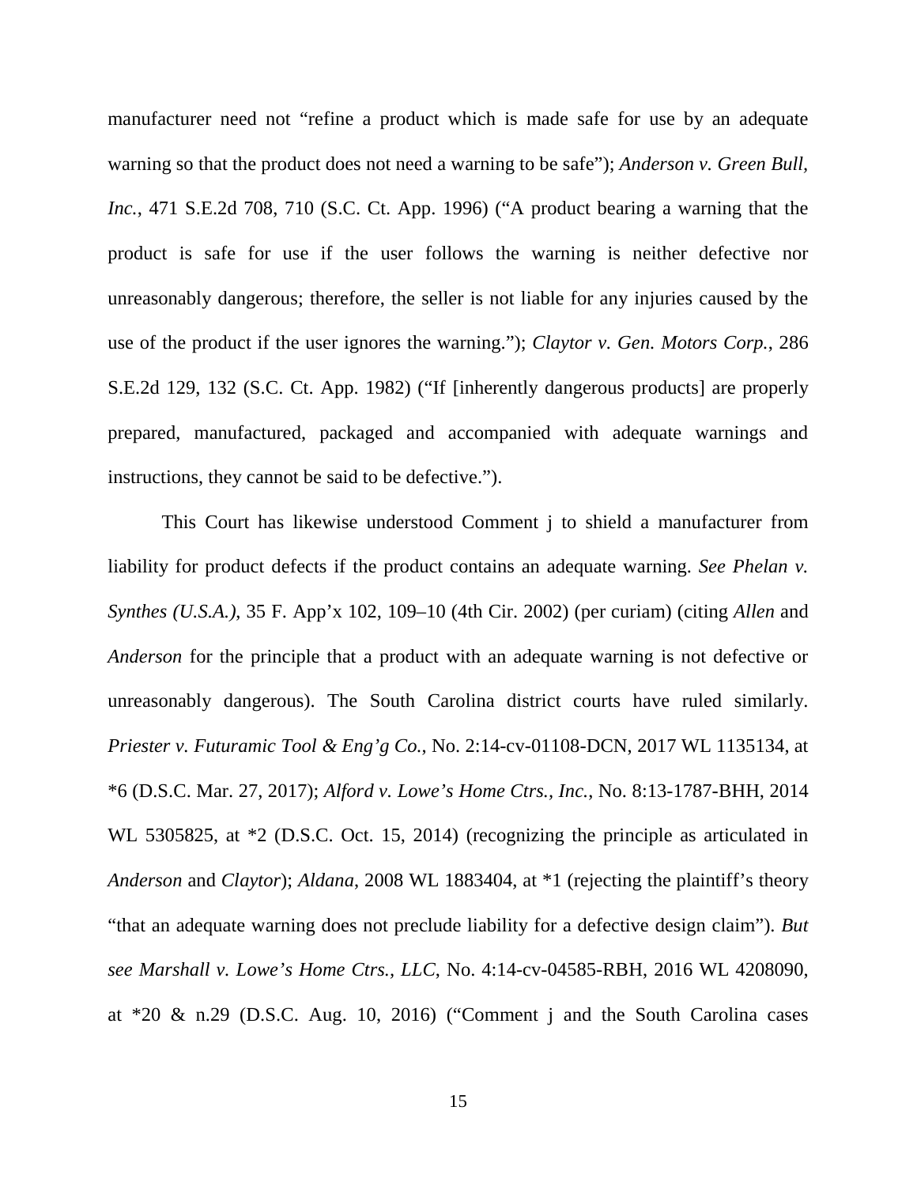manufacturer need not "refine a product which is made safe for use by an adequate warning so that the product does not need a warning to be safe"); *Anderson v. Green Bull, Inc.*, 471 S.E.2d 708, 710 (S.C. Ct. App. 1996) ("A product bearing a warning that the product is safe for use if the user follows the warning is neither defective nor unreasonably dangerous; therefore, the seller is not liable for any injuries caused by the use of the product if the user ignores the warning."); *Claytor v. Gen. Motors Corp.*, 286 S.E.2d 129, 132 (S.C. Ct. App. 1982) ("If [inherently dangerous products] are properly prepared, manufactured, packaged and accompanied with adequate warnings and instructions, they cannot be said to be defective.").

This Court has likewise understood Comment j to shield a manufacturer from liability for product defects if the product contains an adequate warning. *See Phelan v. Synthes (U.S.A.)*, 35 F. App'x 102, 109–10 (4th Cir. 2002) (per curiam) (citing *Allen* and *Anderson* for the principle that a product with an adequate warning is not defective or unreasonably dangerous). The South Carolina district courts have ruled similarly. *Priester v. Futuramic Tool & Eng'g Co.*, No. 2:14-cv-01108-DCN, 2017 WL 1135134, at *6 (D.S.C. Mar. 27, 2017); *Alford v. Lowe's Home Ctrs., Inc.*, No. 8:13-1787-BHH, 2014 WL 5305825, at *2 (D.S.C. Oct. 15, 2014) (recognizing the principle as articulated in *Anderson* and *Claytor*); *Aldana*, 2008 WL 1883404, at *1 (rejecting the plaintiff's theory "that an adequate warning does not preclude liability for a defective design claim"). *But see Marshall v. Lowe's Home Ctrs., LLC*, No. 4:14-cv-04585-RBH, 2016 WL 4208090, at *20 & n.29 (D.S.C. Aug. 10, 2016) ("Comment j and the South Carolina cases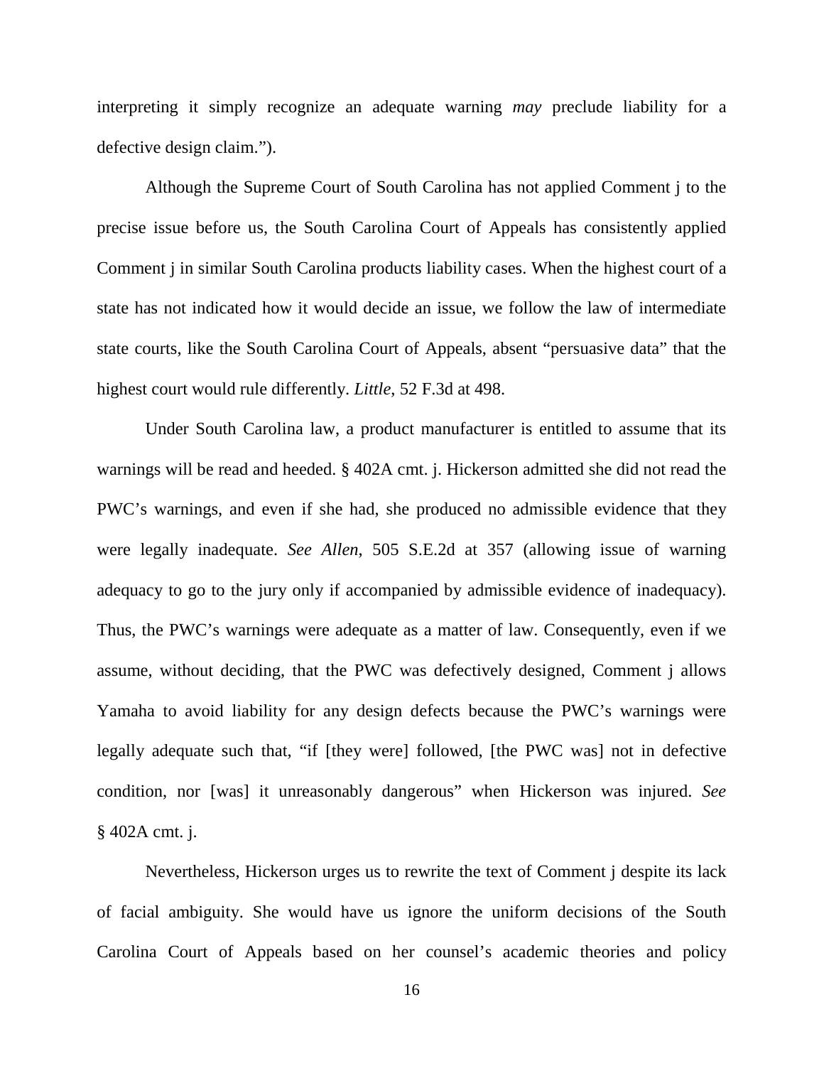interpreting it simply recognize an adequate warning *may* preclude liability for a defective design claim.").

Although the Supreme Court of South Carolina has not applied Comment j to the precise issue before us, the South Carolina Court of Appeals has consistently applied Comment j in similar South Carolina products liability cases. When the highest court of a state has not indicated how it would decide an issue, we follow the law of intermediate state courts, like the South Carolina Court of Appeals, absent "persuasive data" that the highest court would rule differently. *Little*, 52 F.3d at 498.

Under South Carolina law, a product manufacturer is entitled to assume that its warnings will be read and heeded. § 402A cmt. j. Hickerson admitted she did not read the PWC's warnings, and even if she had, she produced no admissible evidence that they were legally inadequate. *See Allen*, 505 S.E.2d at 357 (allowing issue of warning adequacy to go to the jury only if accompanied by admissible evidence of inadequacy). Thus, the PWC's warnings were adequate as a matter of law. Consequently, even if we assume, without deciding, that the PWC was defectively designed, Comment j allows Yamaha to avoid liability for any design defects because the PWC's warnings were legally adequate such that, "if [they were] followed, [the PWC was] not in defective condition, nor [was] it unreasonably dangerous" when Hickerson was injured. *See* § 402A cmt. j.

Nevertheless, Hickerson urges us to rewrite the text of Comment j despite its lack of facial ambiguity. She would have us ignore the uniform decisions of the South Carolina Court of Appeals based on her counsel's academic theories and policy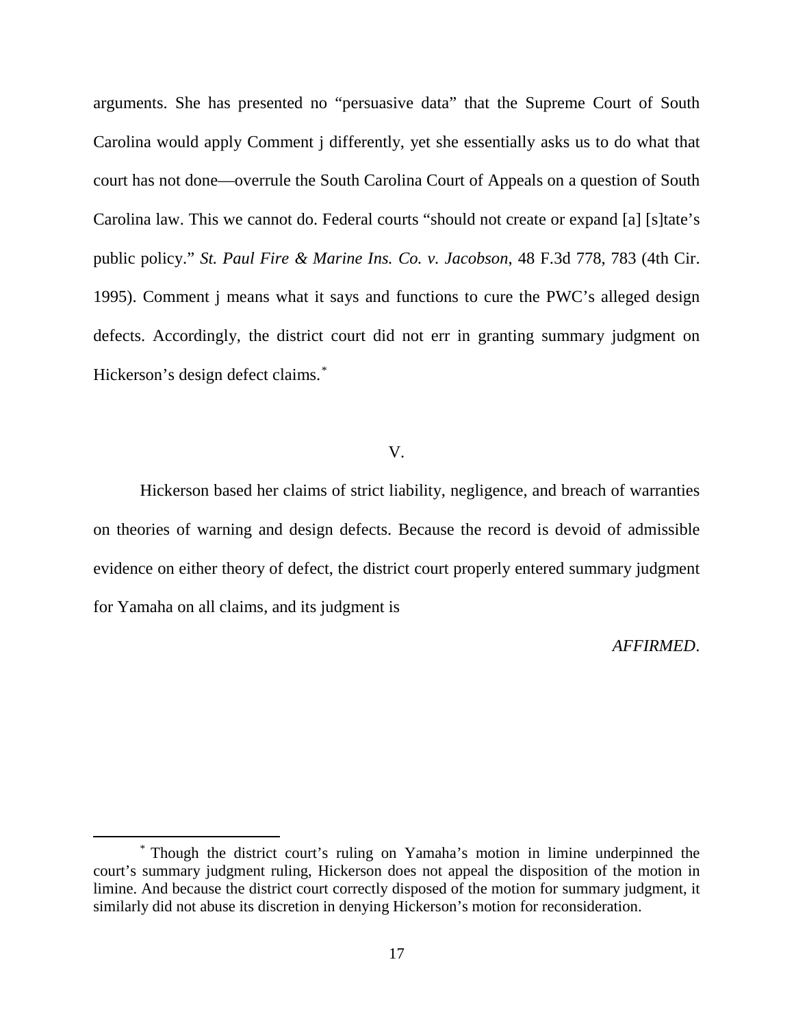arguments. She has presented no "persuasive data" that the Supreme Court of South Carolina would apply Comment j differently, yet she essentially asks us to do what that court has not done—overrule the South Carolina Court of Appeals on a question of South Carolina law. This we cannot do. Federal courts "should not create or expand [a] [s]tate's public policy." *St. Paul Fire & Marine Ins. Co. v. Jacobson*, 48 F.3d 778, 783 (4th Cir. 1995). Comment j means what it says and functions to cure the PWC's alleged design defects. Accordingly, the district court did not err in granting summary judgment on Hickerson's design defect claims.[*]

## V.

Hickerson based her claims of strict liability, negligence, and breach of warranties on theories of warning and design defects. Because the record is devoid of admissible evidence on either theory of defect, the district court properly entered summary judgment for Yamaha on all claims, and its judgment is

*AFFIRMED*.

---

[*] Though the district court's ruling on Yamaha's motion in limine underpinned the court's summary judgment ruling, Hickerson does not appeal the disposition of the motion in limine. And because the district court correctly disposed of the motion for summary judgment, it similarly did not abuse its discretion in denying Hickerson's motion for reconsideration.